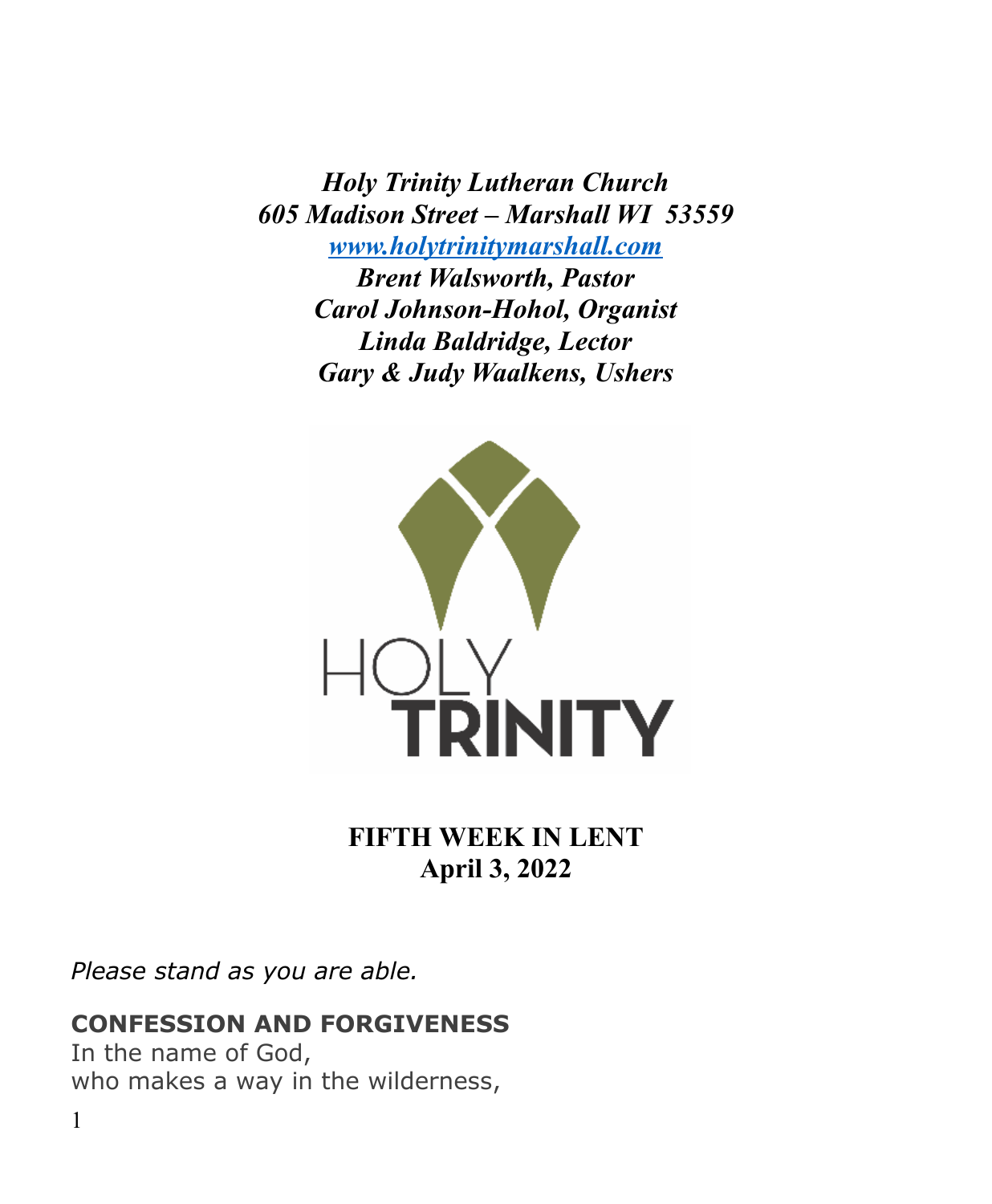*Holy Trinity Lutheran Church*
*605 Madison Street – Marshall WI  53559*
*[www.holytrinitymarshall.com](http://www.holytrinitymarshall.com)*
*Brent Walsworth, Pastor*
*Carol Johnson-Hohol, Organist*
*Linda Baldridge, Lector*
*Gary & Judy Waalkens, Ushers*

HOLY
TRINITY

**FIFTH WEEK IN LENT**
**April 3, 2022**

*Please stand as you are able.*

**CONFESSION AND FORGIVENESS**

In the name of God,
who makes a way in the wilderness,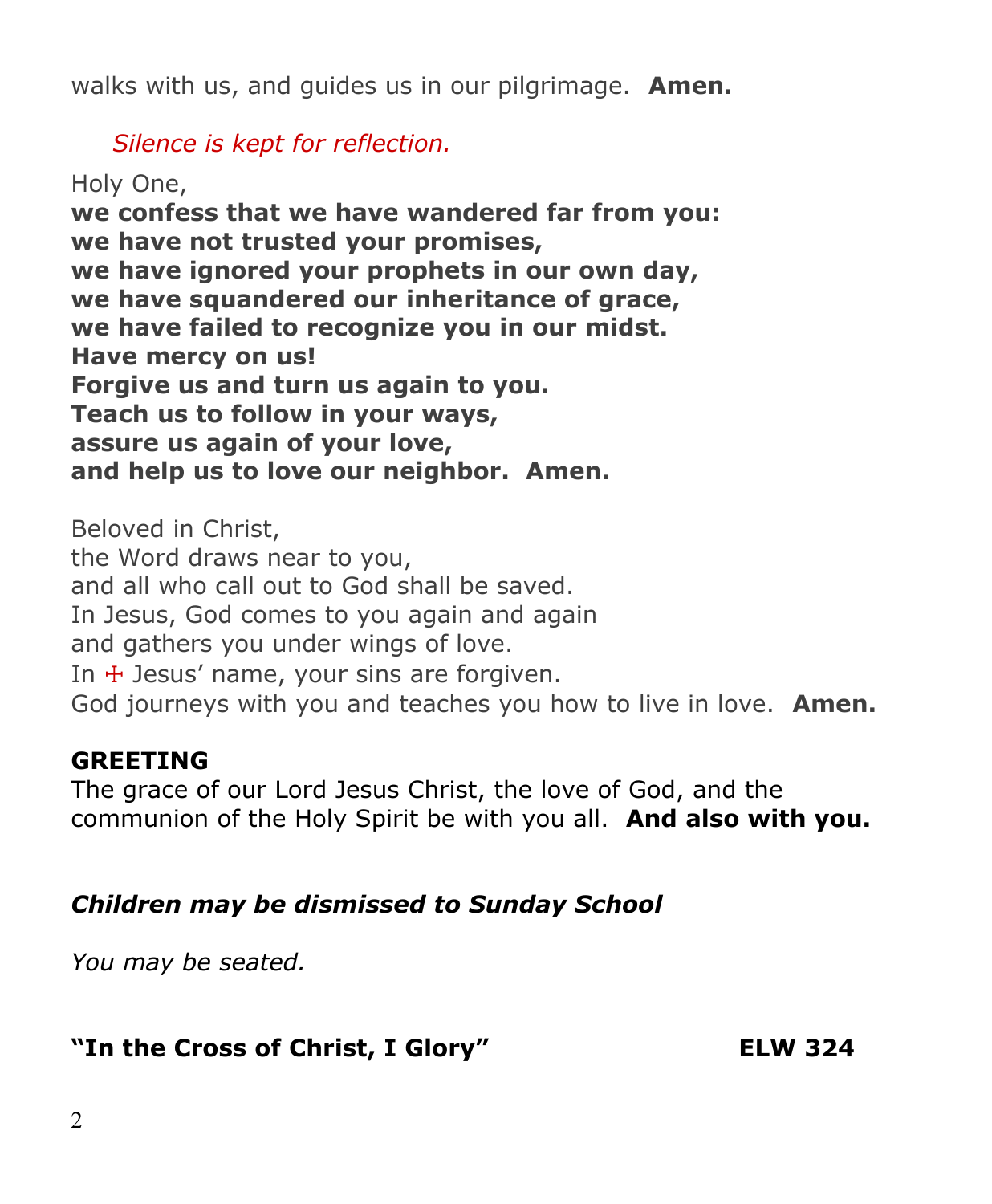walks with us, and guides us in our pilgrimage. **Amen.**

*Silence is kept for reflection.*

Holy One,
**we confess that we have wandered far from you:**
**we have not trusted your promises,**
**we have ignored your prophets in our own day,**
**we have squandered our inheritance of grace,**
**we have failed to recognize you in our midst.**
**Have mercy on us!**
**Forgive us and turn us again to you.**
**Teach us to follow in your ways,**
**assure us again of your love,**
**and help us to love our neighbor. Amen.**

Beloved in Christ,
the Word draws near to you,
and all who call out to God shall be saved.
In Jesus, God comes to you again and again
and gathers you under wings of love.
In ☩ Jesus' name, your sins are forgiven.
God journeys with you and teaches you how to live in love. **Amen.**

**GREETING**

The grace of our Lord Jesus Christ, the love of God, and the communion of the Holy Spirit be with you all. **And also with you.**

***Children may be dismissed to Sunday School***

*You may be seated.*

**"In the Cross of Christ, I Glory"** **ELW 324**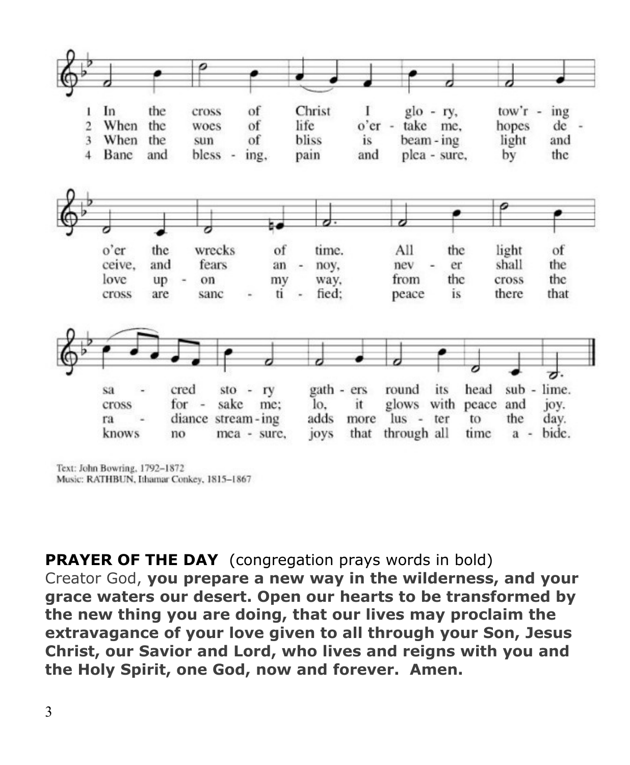1 In the cross of Christ I glory, tow'ring o'er the wrecks of time. All the light of sacred story gathers round its head sublime.

2 When the woes of life o'ertake me, hopes deceive, and fears annoy, never shall the cross forsake me; lo, it glows with peace and joy.

3 When the sun of bliss is beaming light and love upon my way, from the cross the radiance streaming adds more luster to the day.

4 Bane and blessing, pain and pleasure, by the cross are sanctified; peace is there that knows no measure, joys that through all time abide.

Text: John Bowring, 1792–1872
Music: RATHBUN, Ithamar Conkey, 1815–1867

**PRAYER OF THE DAY** (congregation prays words in bold)

Creator God, **you prepare a new way in the wilderness, and your grace waters our desert. Open our hearts to be transformed by the new thing you are doing, that our lives may proclaim the extravagance of your love given to all through your Son, Jesus Christ, our Savior and Lord, who lives and reigns with you and the Holy Spirit, one God, now and forever. Amen.**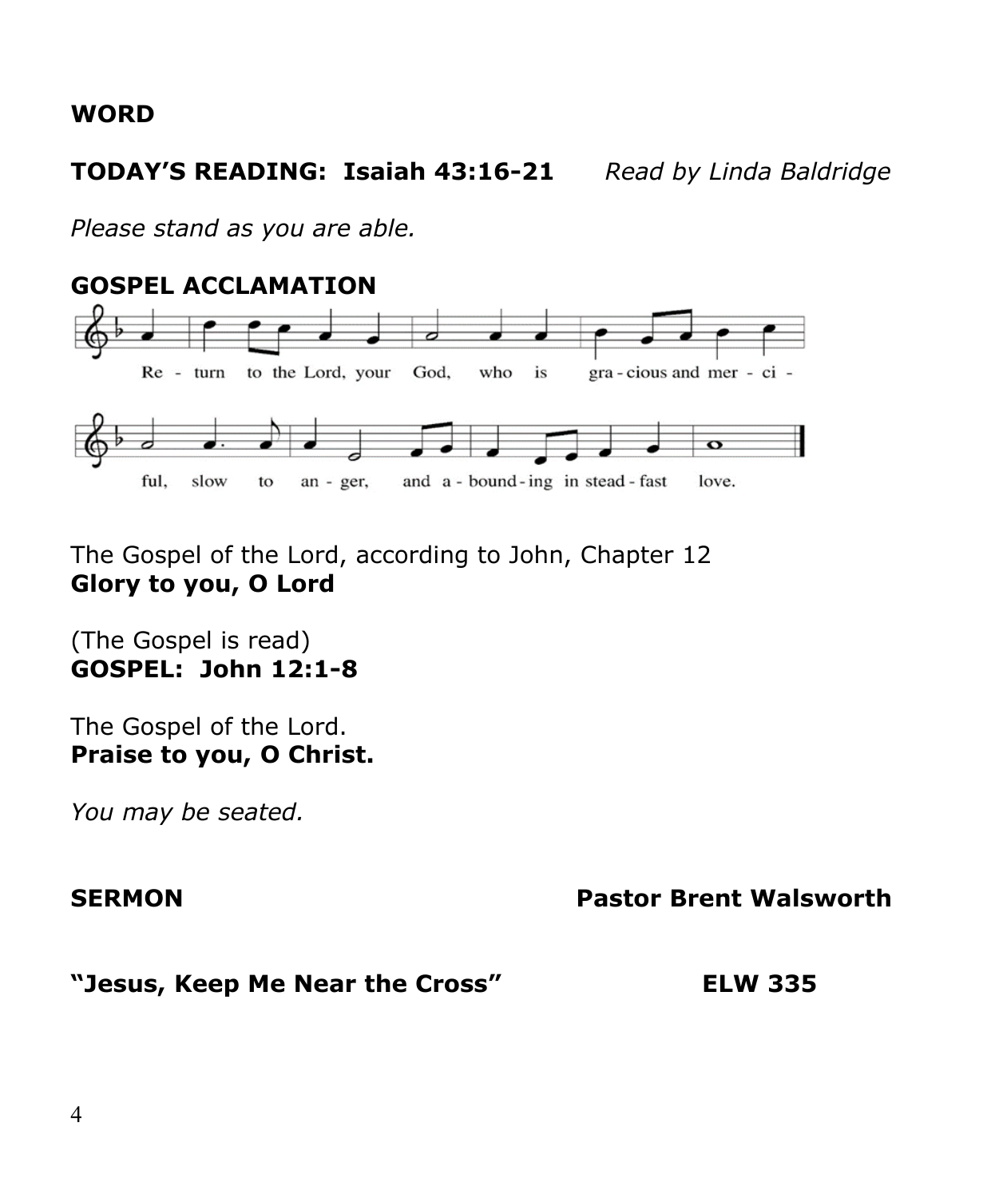**WORD**

**TODAY'S READING: Isaiah 43:16-21** *Read by Linda Baldridge*

*Please stand as you are able.*

**GOSPEL ACCLAMATION**

Return to the Lord, your God, who is gracious and merciful, slow to anger, and abounding in steadfast love.

The Gospel of the Lord, according to John, Chapter 12
**Glory to you, O Lord**

(The Gospel is read)
**GOSPEL: John 12:1-8**

The Gospel of the Lord.
**Praise to you, O Christ.**

*You may be seated.*

**SERMON** **Pastor Brent Walsworth**

**"Jesus, Keep Me Near the Cross"** **ELW 335**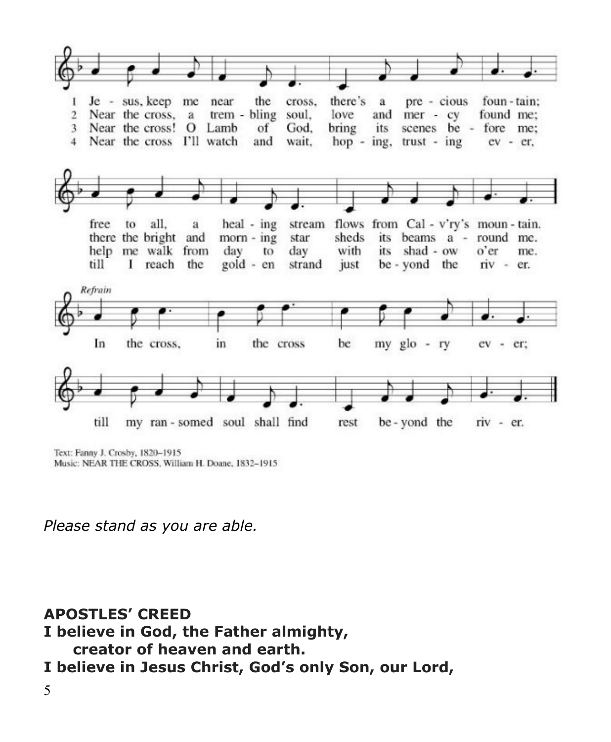1 Je - sus, keep me near the cross, there's a pre - cious foun - tain;
2 Near the cross, a trem - bling soul, love and mer - cy found me;
3 Near the cross! O Lamb of God, bring its scenes be - fore me;
4 Near the cross I'll watch and wait, hop - ing, trust - ing ev - er,

free to all, a heal - ing stream flows from Cal - v'ry's moun - tain.
there the bright and morn - ing star sheds its beams a - round me.
help me walk from day to day with its shad - ow o'er me.
till I reach the gold - en strand just be - yond the riv - er.

*Refrain*

In the cross, in the cross be my glo - ry ev - er;
till my ran - somed soul shall find rest be - yond the riv - er.

Text: Fanny J. Crosby, 1820–1915
Music: NEAR THE CROSS, William H. Doane, 1832–1915

*Please stand as you are able.*

**APOSTLES' CREED**

**I believe in God, the Father almighty,**
**creator of heaven and earth.**
**I believe in Jesus Christ, God's only Son, our Lord,**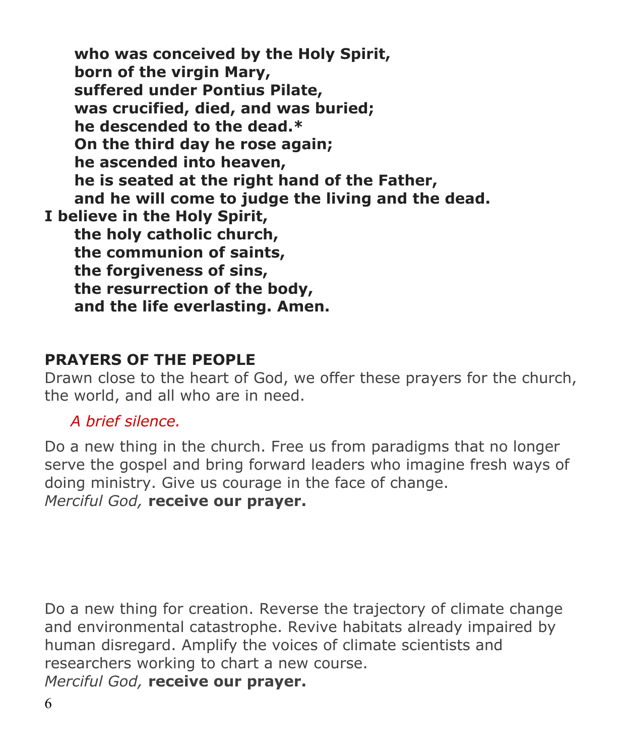**who was conceived by the Holy Spirit,**
**born of the virgin Mary,**
**suffered under Pontius Pilate,**
**was crucified, died, and was buried;**
**he descended to the dead.***
**On the third day he rose again;**
**he ascended into heaven,**
**he is seated at the right hand of the Father,**
**and he will come to judge the living and the dead.**
**I believe in the Holy Spirit,**
**the holy catholic church,**
**the communion of saints,**
**the forgiveness of sins,**
**the resurrection of the body,**
**and the life everlasting. Amen.**

## PRAYERS OF THE PEOPLE

Drawn close to the heart of God, we offer these prayers for the church, the world, and all who are in need.

*A brief silence.*

Do a new thing in the church. Free us from paradigms that no longer serve the gospel and bring forward leaders who imagine fresh ways of doing ministry. Give us courage in the face of change.
*Merciful God,* **receive our prayer.**

Do a new thing for creation. Reverse the trajectory of climate change and environmental catastrophe. Revive habitats already impaired by human disregard. Amplify the voices of climate scientists and researchers working to chart a new course.
*Merciful God,* **receive our prayer.**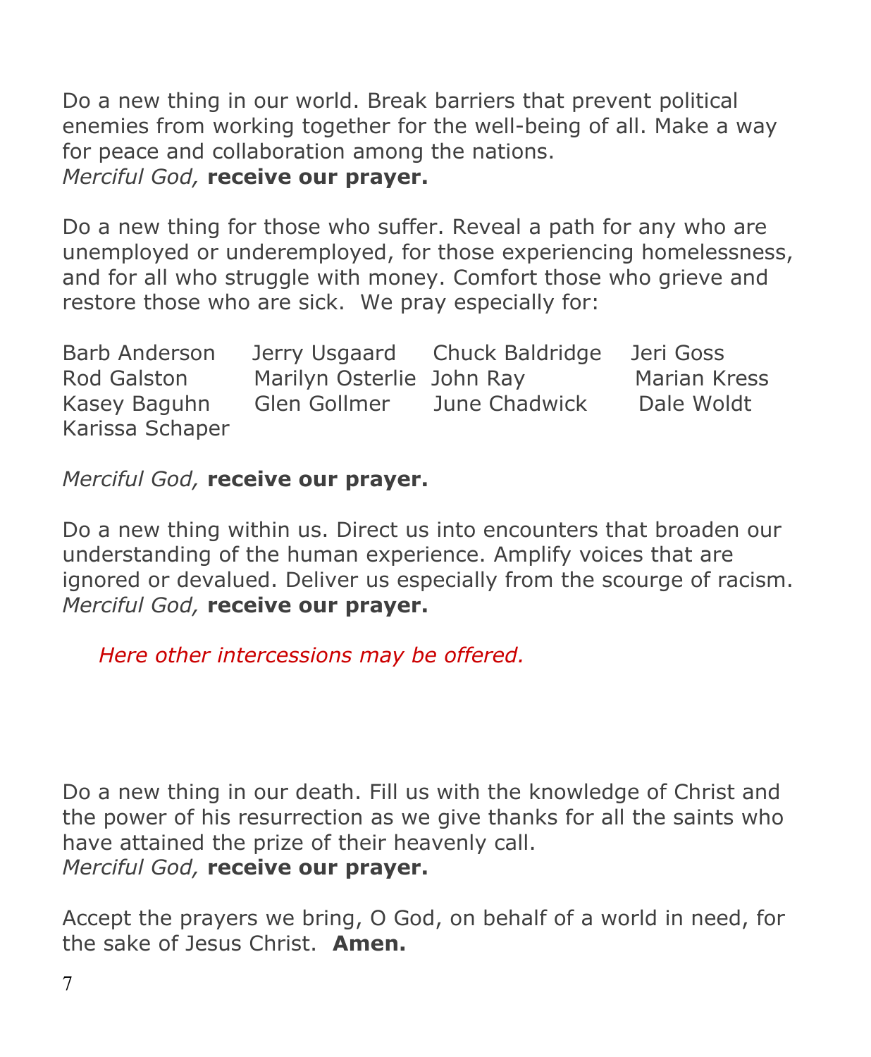Do a new thing in our world. Break barriers that prevent political enemies from working together for the well-being of all. Make a way for peace and collaboration among the nations.
*Merciful God,* **receive our prayer.**

Do a new thing for those who suffer. Reveal a path for any who are unemployed or underemployed, for those experiencing homelessness, and for all who struggle with money. Comfort those who grieve and restore those who are sick. We pray especially for:

| | | | |
|---|---|---|---|
| Barb Anderson | Jerry Usgaard | Chuck Baldridge | Jeri Goss |
| Rod Galston | Marilyn Osterlie | John Ray | Marian Kress |
| Kasey Baguhn | Glen Gollmer | June Chadwick | Dale Woldt |
| Karissa Schaper | | | |

*Merciful God,* **receive our prayer.**

Do a new thing within us. Direct us into encounters that broaden our understanding of the human experience. Amplify voices that are ignored or devalued. Deliver us especially from the scourge of racism.
*Merciful God,* **receive our prayer.**

*Here other intercessions may be offered.*

Do a new thing in our death. Fill us with the knowledge of Christ and the power of his resurrection as we give thanks for all the saints who have attained the prize of their heavenly call.
*Merciful God,* **receive our prayer.**

Accept the prayers we bring, O God, on behalf of a world in need, for the sake of Jesus Christ. **Amen.**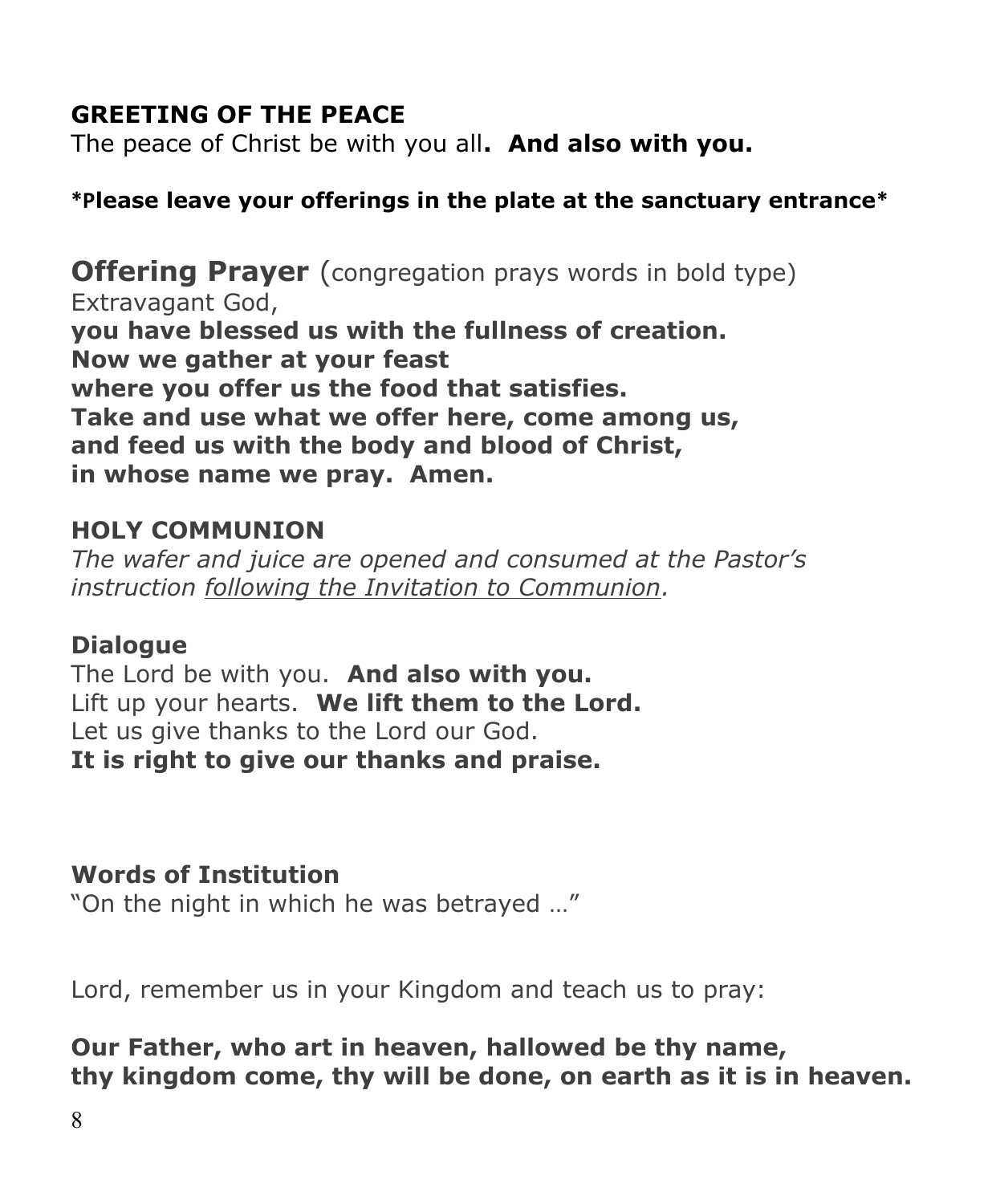## GREETING OF THE PEACE

The peace of Christ be with you all**. And also with you.**

***Please leave your offerings in the plate at the sanctuary entrance***

## **Offering Prayer** (congregation prays words in bold type)

Extravagant God,
**you have blessed us with the fullness of creation.**
**Now we gather at your feast**
**where you offer us the food that satisfies.**
**Take and use what we offer here, come among us,**
**and feed us with the body and blood of Christ,**
**in whose name we pray. Amen.**

## HOLY COMMUNION

*The wafer and juice are opened and consumed at the Pastor's instruction following the Invitation to Communion.*

### Dialogue

The Lord be with you. **And also with you.**
Lift up your hearts. **We lift them to the Lord.**
Let us give thanks to the Lord our God.
**It is right to give our thanks and praise.**

### Words of Institution

"On the night in which he was betrayed …"

Lord, remember us in your Kingdom and teach us to pray:

**Our Father, who art in heaven, hallowed be thy name,**
**thy kingdom come, thy will be done, on earth as it is in heaven.**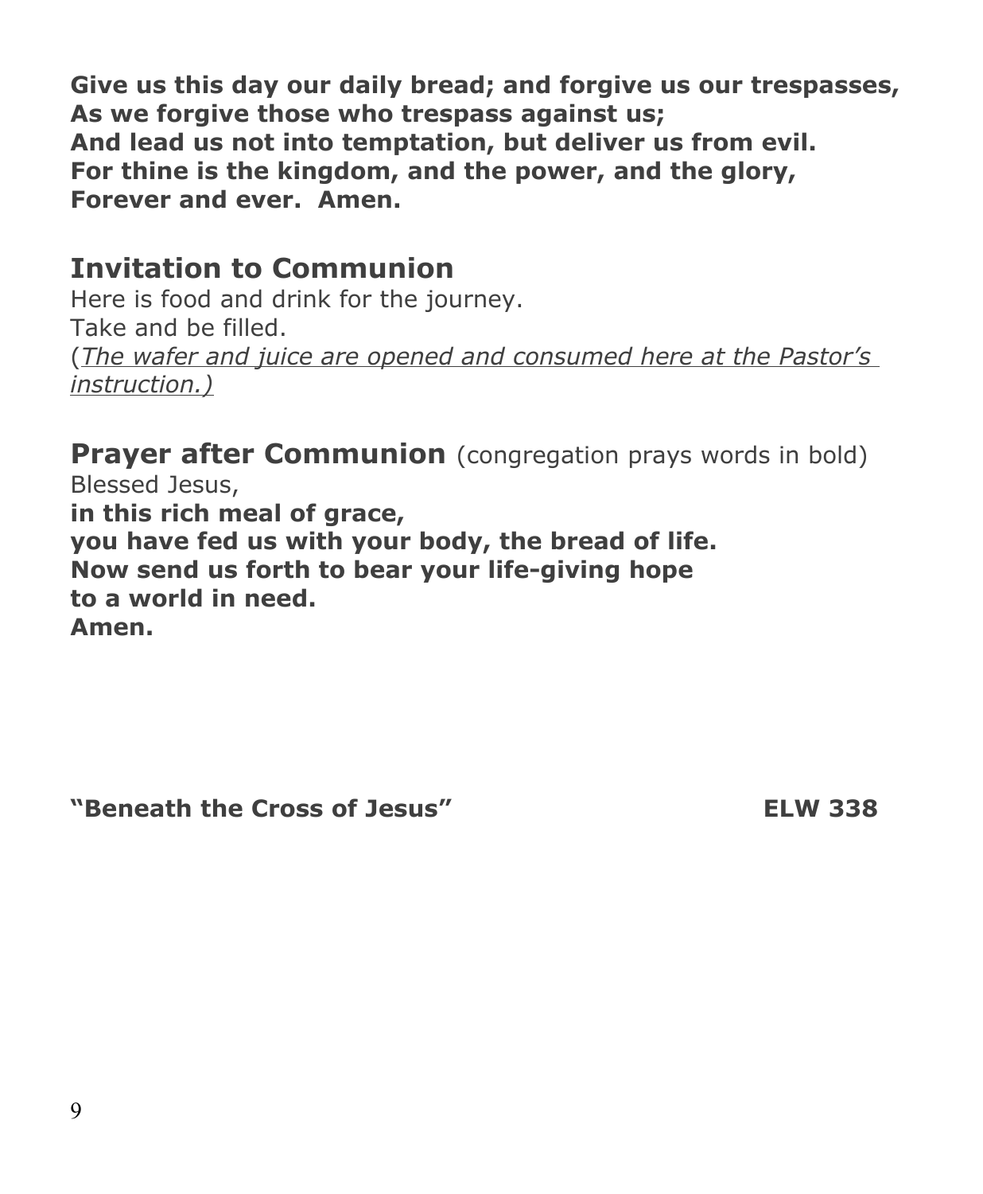**Give us this day our daily bread; and forgive us our trespasses,**
**As we forgive those who trespass against us;**
**And lead us not into temptation, but deliver us from evil.**
**For thine is the kingdom, and the power, and the glory,**
**Forever and ever. Amen.**

## Invitation to Communion

Here is food and drink for the journey.
Take and be filled.
(*The wafer and juice are opened and consumed here at the Pastor's instruction.)*

## Prayer after Communion (congregation prays words in bold)

Blessed Jesus,
**in this rich meal of grace,**
**you have fed us with your body, the bread of life.**
**Now send us forth to bear your life-giving hope**
**to a world in need.**
**Amen.**

**"Beneath the Cross of Jesus" ELW 338**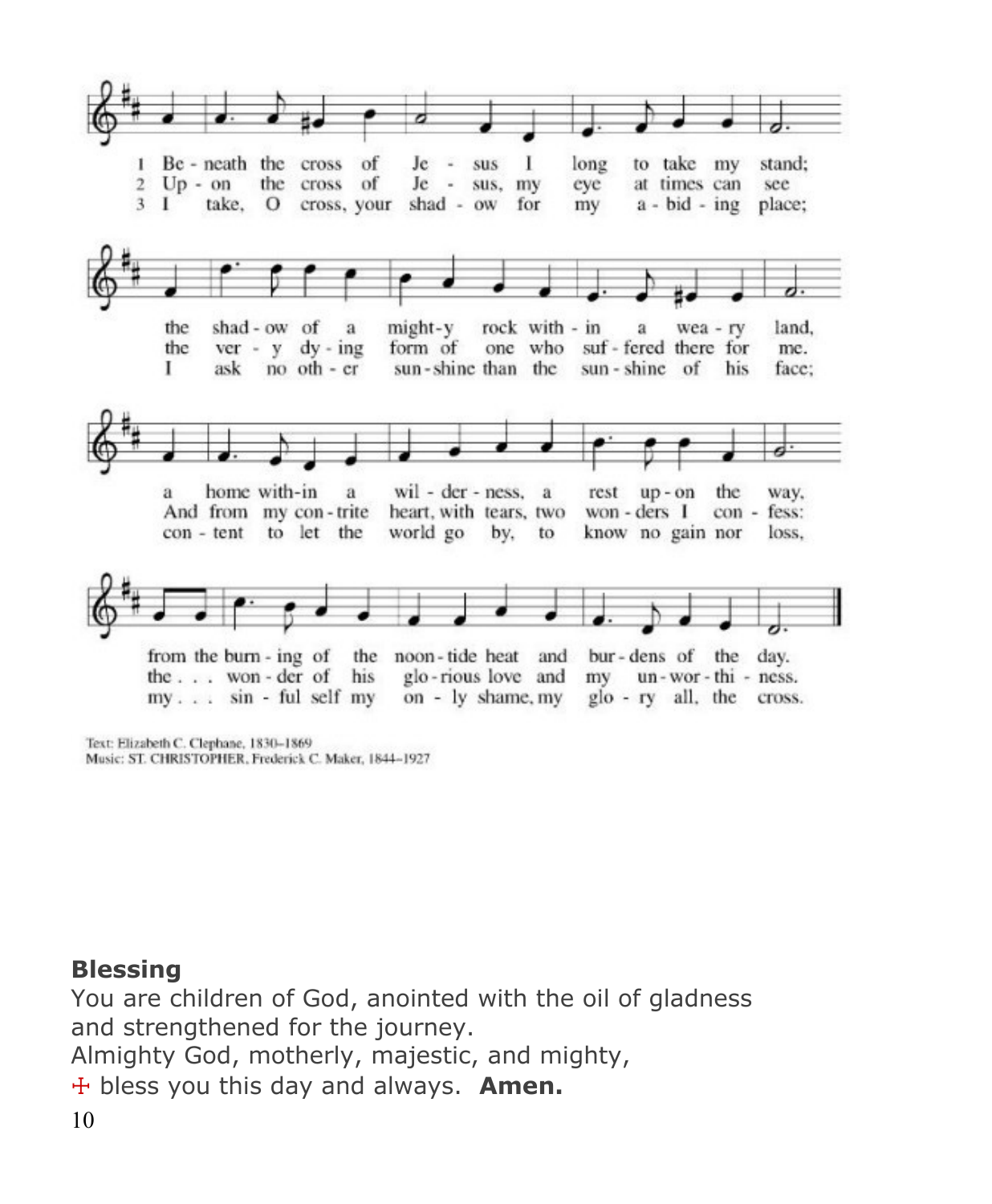1 Be - neath the cross of Je - sus I long to take my stand;
2 Up - on the cross of Je - sus, my eye at times can see
3 I take, O cross, your shad - ow for my a - bid - ing place;

the shad - ow of a might - y rock with - in a wea - ry land,
the ver - y dy - ing form of one who suf - fered there for me.
I ask no oth - er sun - shine than the sun - shine of his face;

a home with - in a wil - der - ness, a rest up - on the way,
And from my con - trite heart, with tears, two won - ders I con - fess:
con - tent to let the world go by, to know no gain nor loss,

from the burn - ing of the noon - tide heat and bur - dens of the day.
the . . . won - der of his glo - rious love and my un - wor - thi - ness.
my . . . sin - ful self my on - ly shame, my glo - ry all, the cross.

Text: Elizabeth C. Clephane, 1830–1869
Music: ST. CHRISTOPHER, Frederick C. Maker, 1844–1927

**Blessing**

You are children of God, anointed with the oil of gladness
and strengthened for the journey.
Almighty God, motherly, majestic, and mighty,
☩ bless you this day and always. **Amen.**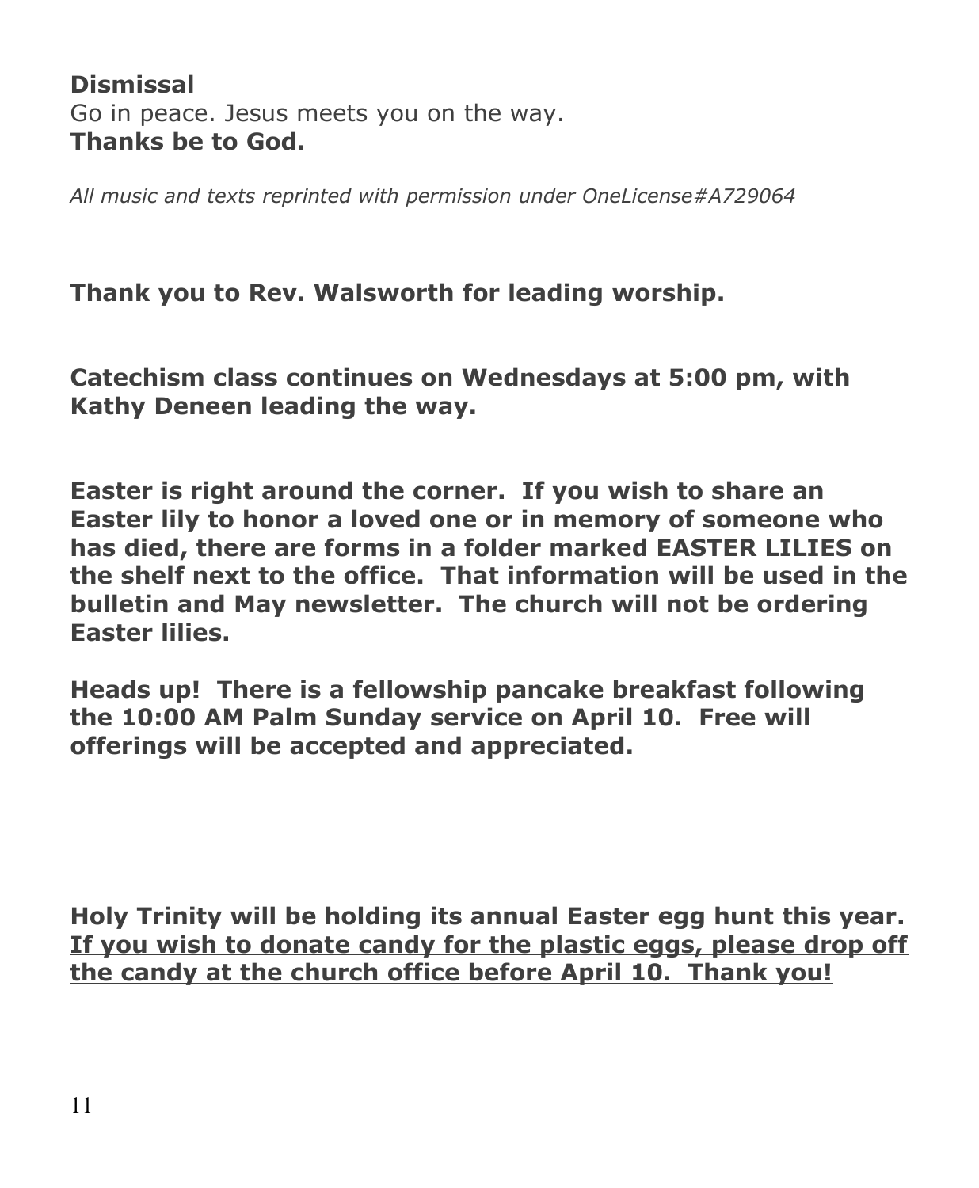**Dismissal**
Go in peace. Jesus meets you on the way.
**Thanks be to God.**

*All music and texts reprinted with permission under OneLicense#A729064*

**Thank you to Rev. Walsworth for leading worship.**

**Catechism class continues on Wednesdays at 5:00 pm, with Kathy Deneen leading the way.**

**Easter is right around the corner. If you wish to share an Easter lily to honor a loved one or in memory of someone who has died, there are forms in a folder marked EASTER LILIES on the shelf next to the office. That information will be used in the bulletin and May newsletter. The church will not be ordering Easter lilies.**

**Heads up! There is a fellowship pancake breakfast following the 10:00 AM Palm Sunday service on April 10. Free will offerings will be accepted and appreciated.**

**Holy Trinity will be holding its annual Easter egg hunt this year.** <u>**If you wish to donate candy for the plastic eggs, please drop off the candy at the church office before April 10. Thank you!**</u>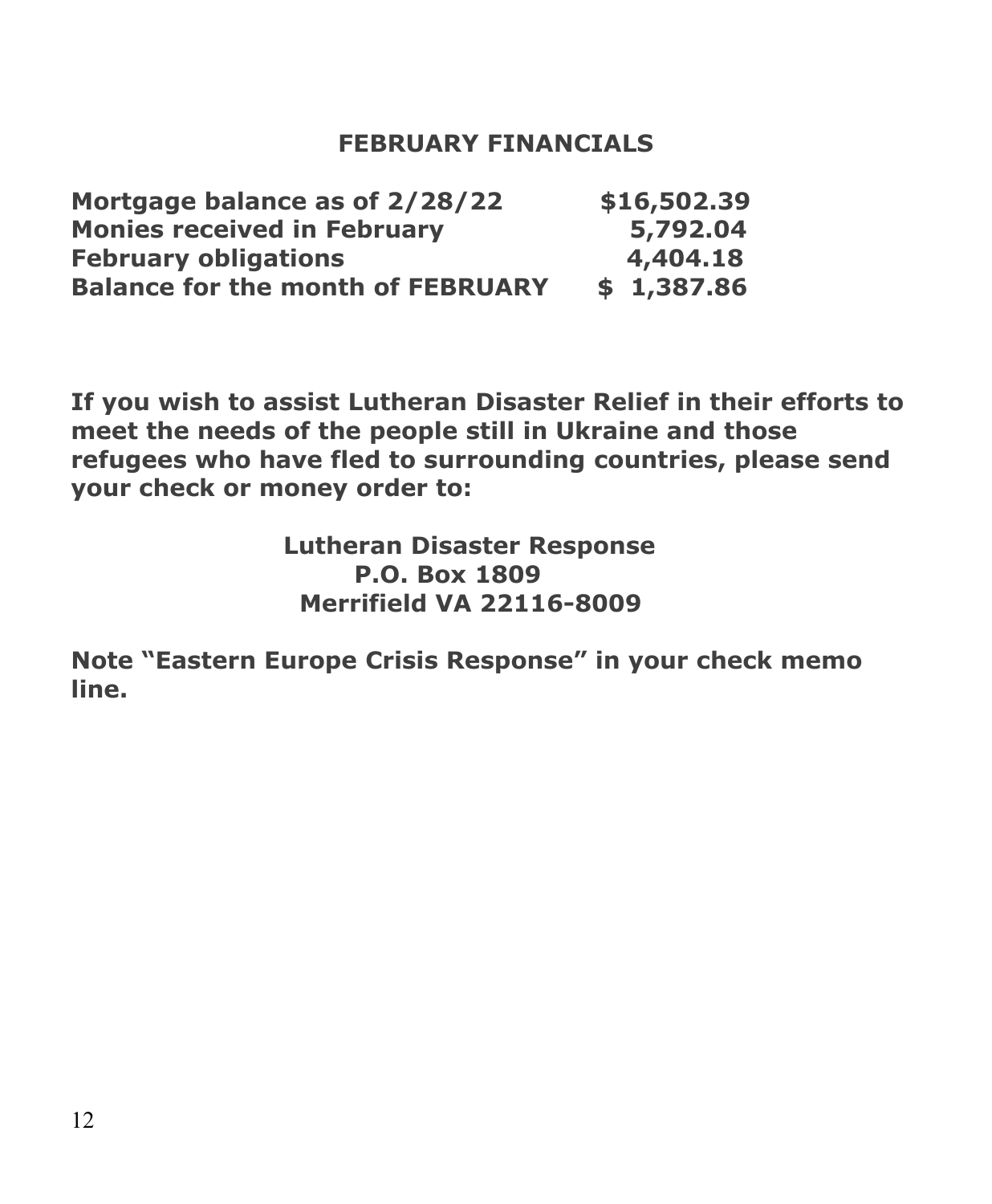## FEBRUARY FINANCIALS

| | |
|---|---|
| **Mortgage balance as of 2/28/22** | **$16,502.39** |
| **Monies received in February** | **5,792.04** |
| **February obligations** | **4,404.18** |
| **Balance for the month of FEBRUARY** | **$ 1,387.86** |

**If you wish to assist Lutheran Disaster Relief in their efforts to meet the needs of the people still in Ukraine and those refugees who have fled to surrounding countries, please send your check or money order to:**

**Lutheran Disaster Response**
**P.O. Box 1809**
**Merrifield VA 22116-8009**

**Note "Eastern Europe Crisis Response" in your check memo line.**